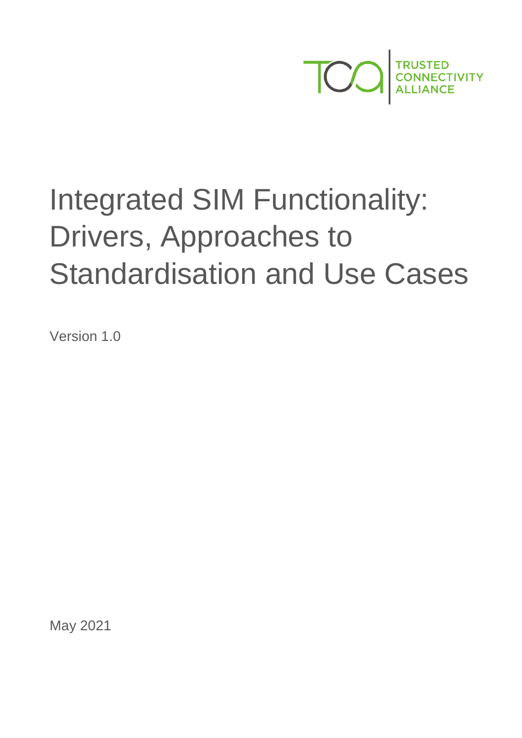TRUSTED CONNECTIVITY ALLIANCE

# Integrated SIM Functionality: Drivers, Approaches to Standardisation and Use Cases

Version 1.0

May 2021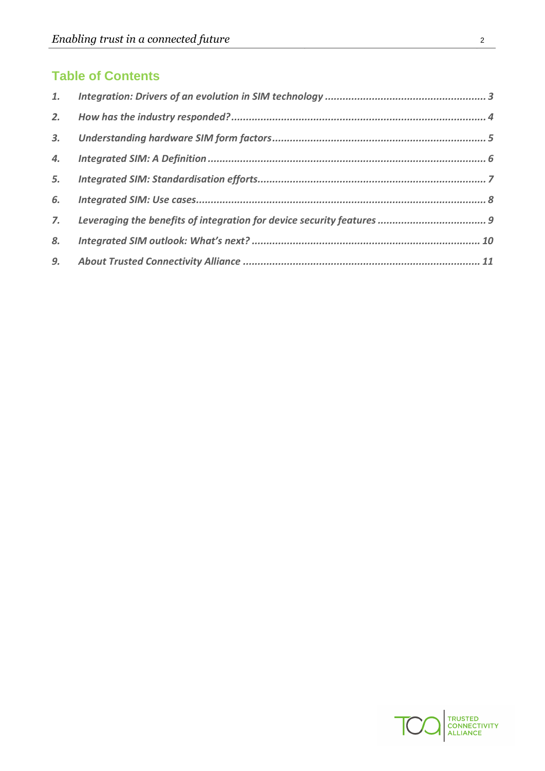## Table of Contents

1. *Integration: Drivers of an evolution in SIM technology* ........ 3
2. *How has the industry responded?* ........ 4
3. *Understanding hardware SIM form factors* ........ 5
4. *Integrated SIM: A Definition* ........ 6
5. *Integrated SIM: Standardisation efforts* ........ 7
6. *Integrated SIM: Use cases* ........ 8
7. *Leveraging the benefits of integration for device security features* ........ 9
8. *Integrated SIM outlook: What's next?* ........ 10
9. *About Trusted Connectivity Alliance* ........ 11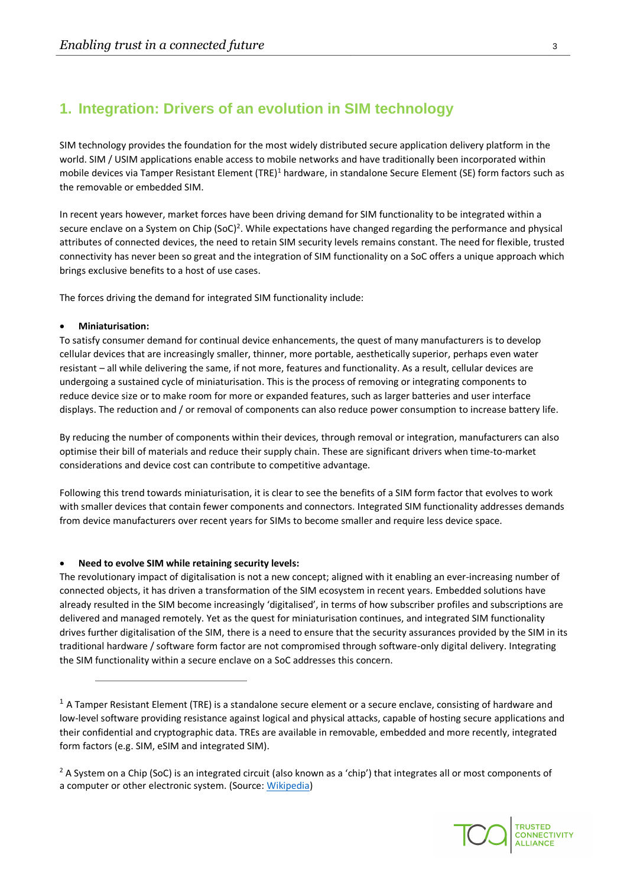## 1. Integration: Drivers of an evolution in SIM technology

SIM technology provides the foundation for the most widely distributed secure application delivery platform in the world. SIM / USIM applications enable access to mobile networks and have traditionally been incorporated within mobile devices via Tamper Resistant Element (TRE)[1] hardware, in standalone Secure Element (SE) form factors such as the removable or embedded SIM.

In recent years however, market forces have been driving demand for SIM functionality to be integrated within a secure enclave on a System on Chip (SoC)[2]. While expectations have changed regarding the performance and physical attributes of connected devices, the need to retain SIM security levels remains constant. The need for flexible, trusted connectivity has never been so great and the integration of SIM functionality on a SoC offers a unique approach which brings exclusive benefits to a host of use cases.

The forces driving the demand for integrated SIM functionality include:

- **Miniaturisation:**

To satisfy consumer demand for continual device enhancements, the quest of many manufacturers is to develop cellular devices that are increasingly smaller, thinner, more portable, aesthetically superior, perhaps even water resistant – all while delivering the same, if not more, features and functionality. As a result, cellular devices are undergoing a sustained cycle of miniaturisation. This is the process of removing or integrating components to reduce device size or to make room for more or expanded features, such as larger batteries and user interface displays. The reduction and / or removal of components can also reduce power consumption to increase battery life.

By reducing the number of components within their devices, through removal or integration, manufacturers can also optimise their bill of materials and reduce their supply chain. These are significant drivers when time-to-market considerations and device cost can contribute to competitive advantage.

Following this trend towards miniaturisation, it is clear to see the benefits of a SIM form factor that evolves to work with smaller devices that contain fewer components and connectors. Integrated SIM functionality addresses demands from device manufacturers over recent years for SIMs to become smaller and require less device space.

- **Need to evolve SIM while retaining security levels:**

The revolutionary impact of digitalisation is not a new concept; aligned with it enabling an ever-increasing number of connected objects, it has driven a transformation of the SIM ecosystem in recent years. Embedded solutions have already resulted in the SIM become increasingly 'digitalised', in terms of how subscriber profiles and subscriptions are delivered and managed remotely. Yet as the quest for miniaturisation continues, and integrated SIM functionality drives further digitalisation of the SIM, there is a need to ensure that the security assurances provided by the SIM in its traditional hardware / software form factor are not compromised through software-only digital delivery. Integrating the SIM functionality within a secure enclave on a SoC addresses this concern.

---

[1] A Tamper Resistant Element (TRE) is a standalone secure element or a secure enclave, consisting of hardware and low-level software providing resistance against logical and physical attacks, capable of hosting secure applications and their confidential and cryptographic data. TREs are available in removable, embedded and more recently, integrated form factors (e.g. SIM, eSIM and integrated SIM).

[2] A System on a Chip (SoC) is an integrated circuit (also known as a 'chip') that integrates all or most components of a computer or other electronic system. (Source: Wikipedia)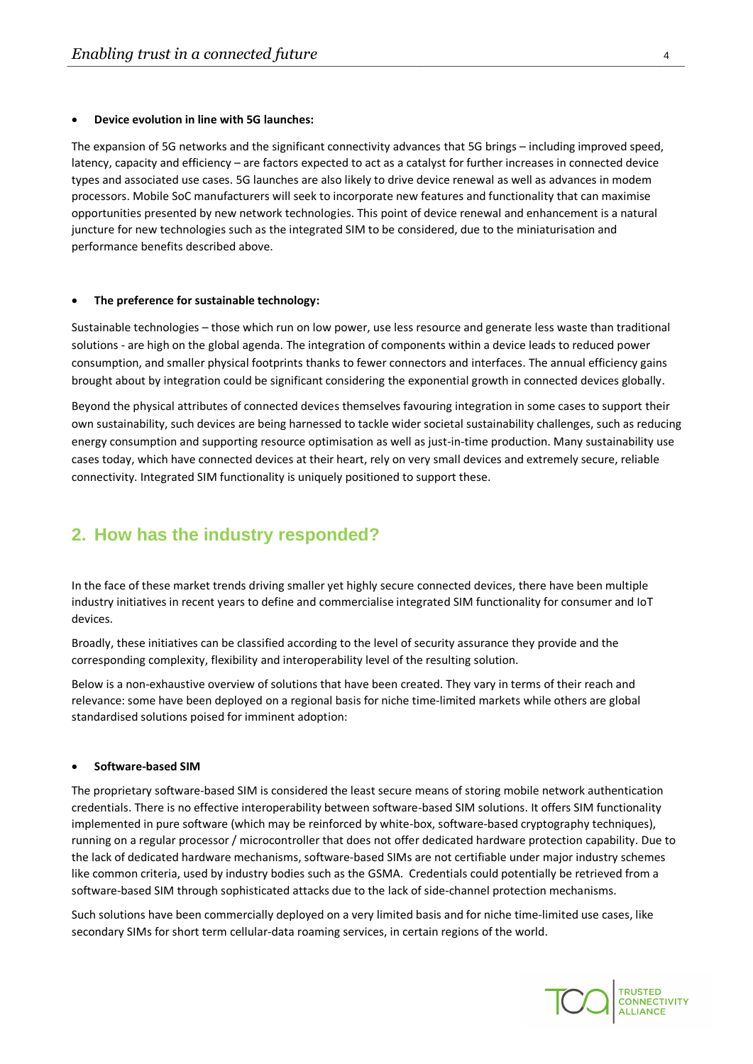- **Device evolution in line with 5G launches:**

The expansion of 5G networks and the significant connectivity advances that 5G brings – including improved speed, latency, capacity and efficiency – are factors expected to act as a catalyst for further increases in connected device types and associated use cases. 5G launches are also likely to drive device renewal as well as advances in modem processors. Mobile SoC manufacturers will seek to incorporate new features and functionality that can maximise opportunities presented by new network technologies. This point of device renewal and enhancement is a natural juncture for new technologies such as the integrated SIM to be considered, due to the miniaturisation and performance benefits described above.

- **The preference for sustainable technology:**

Sustainable technologies – those which run on low power, use less resource and generate less waste than traditional solutions - are high on the global agenda. The integration of components within a device leads to reduced power consumption, and smaller physical footprints thanks to fewer connectors and interfaces. The annual efficiency gains brought about by integration could be significant considering the exponential growth in connected devices globally.

Beyond the physical attributes of connected devices themselves favouring integration in some cases to support their own sustainability, such devices are being harnessed to tackle wider societal sustainability challenges, such as reducing energy consumption and supporting resource optimisation as well as just-in-time production. Many sustainability use cases today, which have connected devices at their heart, rely on very small devices and extremely secure, reliable connectivity. Integrated SIM functionality is uniquely positioned to support these.

## 2. How has the industry responded?

In the face of these market trends driving smaller yet highly secure connected devices, there have been multiple industry initiatives in recent years to define and commercialise integrated SIM functionality for consumer and IoT devices.

Broadly, these initiatives can be classified according to the level of security assurance they provide and the corresponding complexity, flexibility and interoperability level of the resulting solution.

Below is a non-exhaustive overview of solutions that have been created. They vary in terms of their reach and relevance: some have been deployed on a regional basis for niche time-limited markets while others are global standardised solutions poised for imminent adoption:

- **Software-based SIM**

The proprietary software-based SIM is considered the least secure means of storing mobile network authentication credentials. There is no effective interoperability between software-based SIM solutions. It offers SIM functionality implemented in pure software (which may be reinforced by white-box, software-based cryptography techniques), running on a regular processor / microcontroller that does not offer dedicated hardware protection capability. Due to the lack of dedicated hardware mechanisms, software-based SIMs are not certifiable under major industry schemes like common criteria, used by industry bodies such as the GSMA. Credentials could potentially be retrieved from a software-based SIM through sophisticated attacks due to the lack of side-channel protection mechanisms.

Such solutions have been commercially deployed on a very limited basis and for niche time-limited use cases, like secondary SIMs for short term cellular-data roaming services, in certain regions of the world.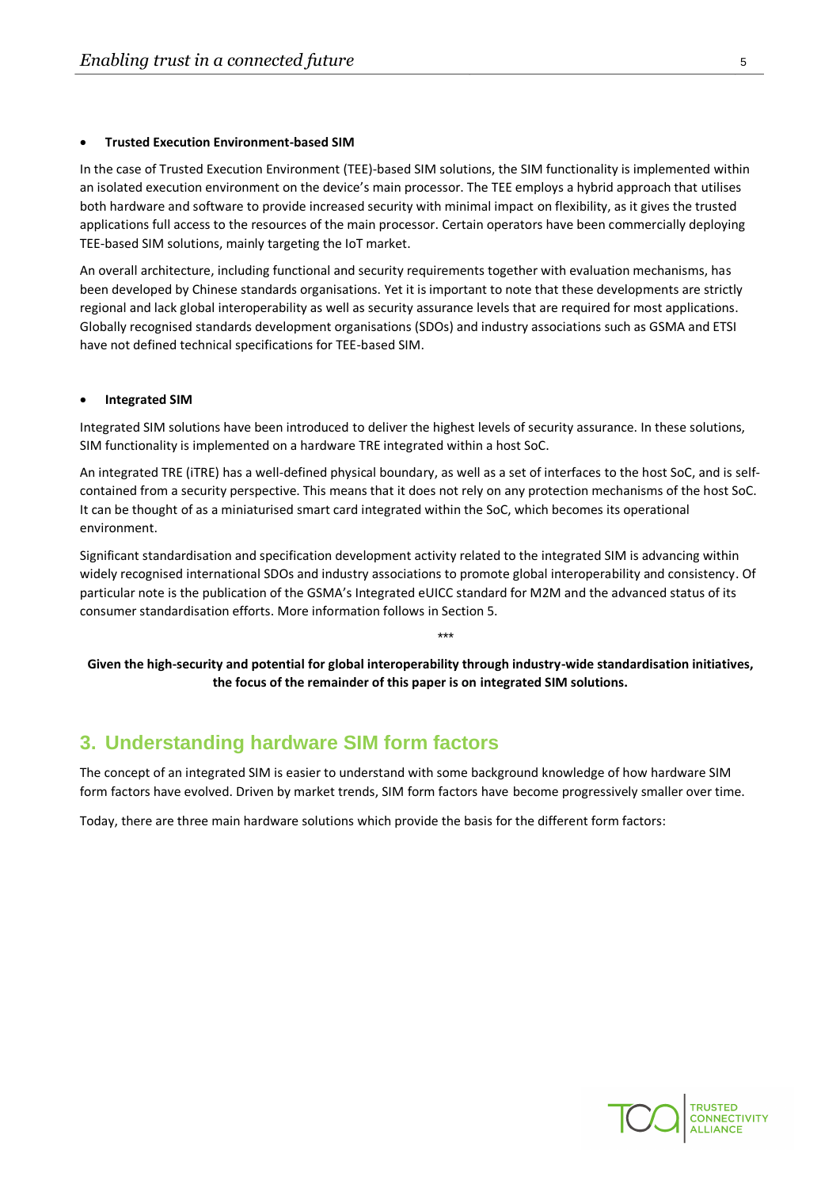- **Trusted Execution Environment-based SIM**

In the case of Trusted Execution Environment (TEE)-based SIM solutions, the SIM functionality is implemented within an isolated execution environment on the device's main processor. The TEE employs a hybrid approach that utilises both hardware and software to provide increased security with minimal impact on flexibility, as it gives the trusted applications full access to the resources of the main processor. Certain operators have been commercially deploying TEE-based SIM solutions, mainly targeting the IoT market.

An overall architecture, including functional and security requirements together with evaluation mechanisms, has been developed by Chinese standards organisations. Yet it is important to note that these developments are strictly regional and lack global interoperability as well as security assurance levels that are required for most applications. Globally recognised standards development organisations (SDOs) and industry associations such as GSMA and ETSI have not defined technical specifications for TEE-based SIM.

- **Integrated SIM**

Integrated SIM solutions have been introduced to deliver the highest levels of security assurance. In these solutions, SIM functionality is implemented on a hardware TRE integrated within a host SoC.

An integrated TRE (iTRE) has a well-defined physical boundary, as well as a set of interfaces to the host SoC, and is self-contained from a security perspective. This means that it does not rely on any protection mechanisms of the host SoC. It can be thought of as a miniaturised smart card integrated within the SoC, which becomes its operational environment.

Significant standardisation and specification development activity related to the integrated SIM is advancing within widely recognised international SDOs and industry associations to promote global interoperability and consistency. Of particular note is the publication of the GSMA's Integrated eUICC standard for M2M and the advanced status of its consumer standardisation efforts. More information follows in Section 5.

\*\*\*

**Given the high-security and potential for global interoperability through industry-wide standardisation initiatives, the focus of the remainder of this paper is on integrated SIM solutions.**

## 3. Understanding hardware SIM form factors

The concept of an integrated SIM is easier to understand with some background knowledge of how hardware SIM form factors have evolved. Driven by market trends, SIM form factors have become progressively smaller over time.

Today, there are three main hardware solutions which provide the basis for the different form factors: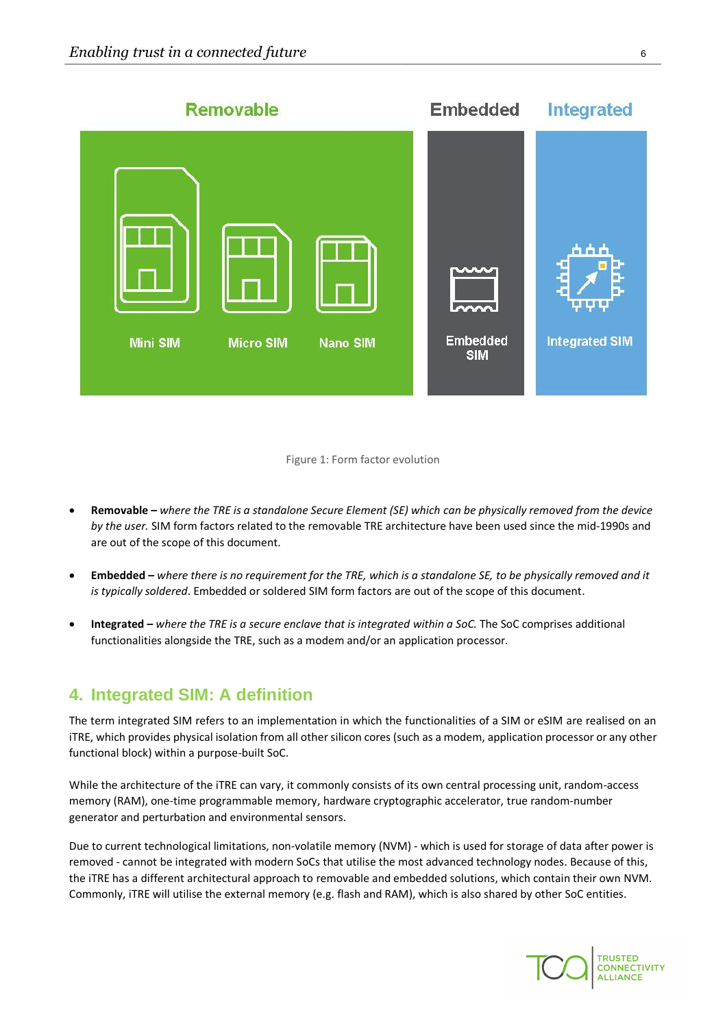Figure 1: Form factor evolution

- **Removable –** *where the TRE is a standalone Secure Element (SE) which can be physically removed from the device by the user.* SIM form factors related to the removable TRE architecture have been used since the mid-1990s and are out of the scope of this document.

- **Embedded –** *where there is no requirement for the TRE, which is a standalone SE, to be physically removed and it is typically soldered*. Embedded or soldered SIM form factors are out of the scope of this document.

- **Integrated –** *where the TRE is a secure enclave that is integrated within a SoC.* The SoC comprises additional functionalities alongside the TRE, such as a modem and/or an application processor.

## 4. Integrated SIM: A definition

The term integrated SIM refers to an implementation in which the functionalities of a SIM or eSIM are realised on an iTRE, which provides physical isolation from all other silicon cores (such as a modem, application processor or any other functional block) within a purpose-built SoC.

While the architecture of the iTRE can vary, it commonly consists of its own central processing unit, random-access memory (RAM), one-time programmable memory, hardware cryptographic accelerator, true random-number generator and perturbation and environmental sensors.

Due to current technological limitations, non-volatile memory (NVM) - which is used for storage of data after power is removed - cannot be integrated with modern SoCs that utilise the most advanced technology nodes. Because of this, the iTRE has a different architectural approach to removable and embedded solutions, which contain their own NVM. Commonly, iTRE will utilise the external memory (e.g. flash and RAM), which is also shared by other SoC entities.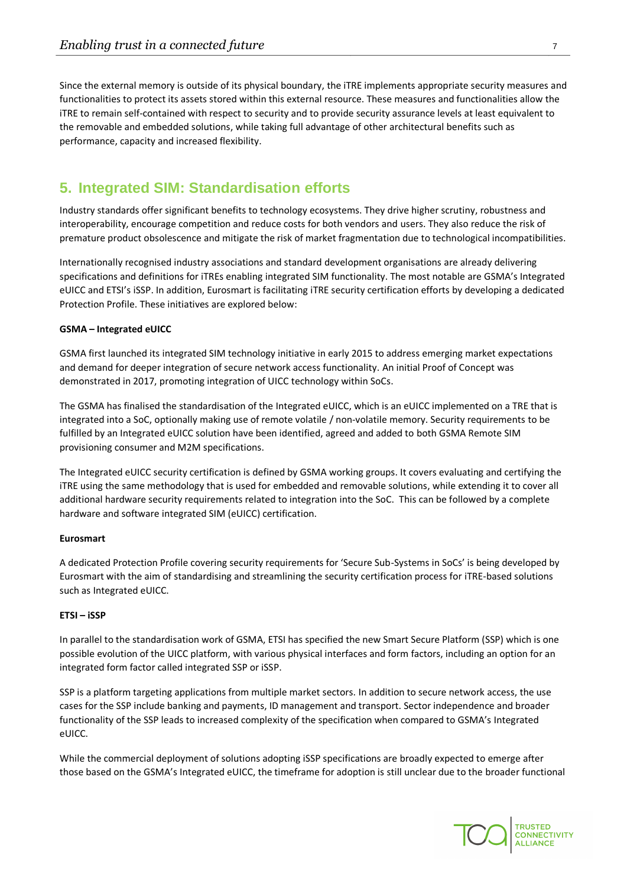Since the external memory is outside of its physical boundary, the iTRE implements appropriate security measures and functionalities to protect its assets stored within this external resource. These measures and functionalities allow the iTRE to remain self-contained with respect to security and to provide security assurance levels at least equivalent to the removable and embedded solutions, while taking full advantage of other architectural benefits such as performance, capacity and increased flexibility.

## 5. Integrated SIM: Standardisation efforts

Industry standards offer significant benefits to technology ecosystems. They drive higher scrutiny, robustness and interoperability, encourage competition and reduce costs for both vendors and users. They also reduce the risk of premature product obsolescence and mitigate the risk of market fragmentation due to technological incompatibilities.

Internationally recognised industry associations and standard development organisations are already delivering specifications and definitions for iTREs enabling integrated SIM functionality. The most notable are GSMA's Integrated eUICC and ETSI's iSSP. In addition, Eurosmart is facilitating iTRE security certification efforts by developing a dedicated Protection Profile. These initiatives are explored below:

**GSMA – Integrated eUICC**

GSMA first launched its integrated SIM technology initiative in early 2015 to address emerging market expectations and demand for deeper integration of secure network access functionality. An initial Proof of Concept was demonstrated in 2017, promoting integration of UICC technology within SoCs.

The GSMA has finalised the standardisation of the Integrated eUICC, which is an eUICC implemented on a TRE that is integrated into a SoC, optionally making use of remote volatile / non-volatile memory. Security requirements to be fulfilled by an Integrated eUICC solution have been identified, agreed and added to both GSMA Remote SIM provisioning consumer and M2M specifications.

The Integrated eUICC security certification is defined by GSMA working groups. It covers evaluating and certifying the iTRE using the same methodology that is used for embedded and removable solutions, while extending it to cover all additional hardware security requirements related to integration into the SoC. This can be followed by a complete hardware and software integrated SIM (eUICC) certification.

**Eurosmart**

A dedicated Protection Profile covering security requirements for 'Secure Sub-Systems in SoCs' is being developed by Eurosmart with the aim of standardising and streamlining the security certification process for iTRE-based solutions such as Integrated eUICC.

**ETSI – iSSP**

In parallel to the standardisation work of GSMA, ETSI has specified the new Smart Secure Platform (SSP) which is one possible evolution of the UICC platform, with various physical interfaces and form factors, including an option for an integrated form factor called integrated SSP or iSSP.

SSP is a platform targeting applications from multiple market sectors. In addition to secure network access, the use cases for the SSP include banking and payments, ID management and transport. Sector independence and broader functionality of the SSP leads to increased complexity of the specification when compared to GSMA's Integrated eUICC.

While the commercial deployment of solutions adopting iSSP specifications are broadly expected to emerge after those based on the GSMA's Integrated eUICC, the timeframe for adoption is still unclear due to the broader functional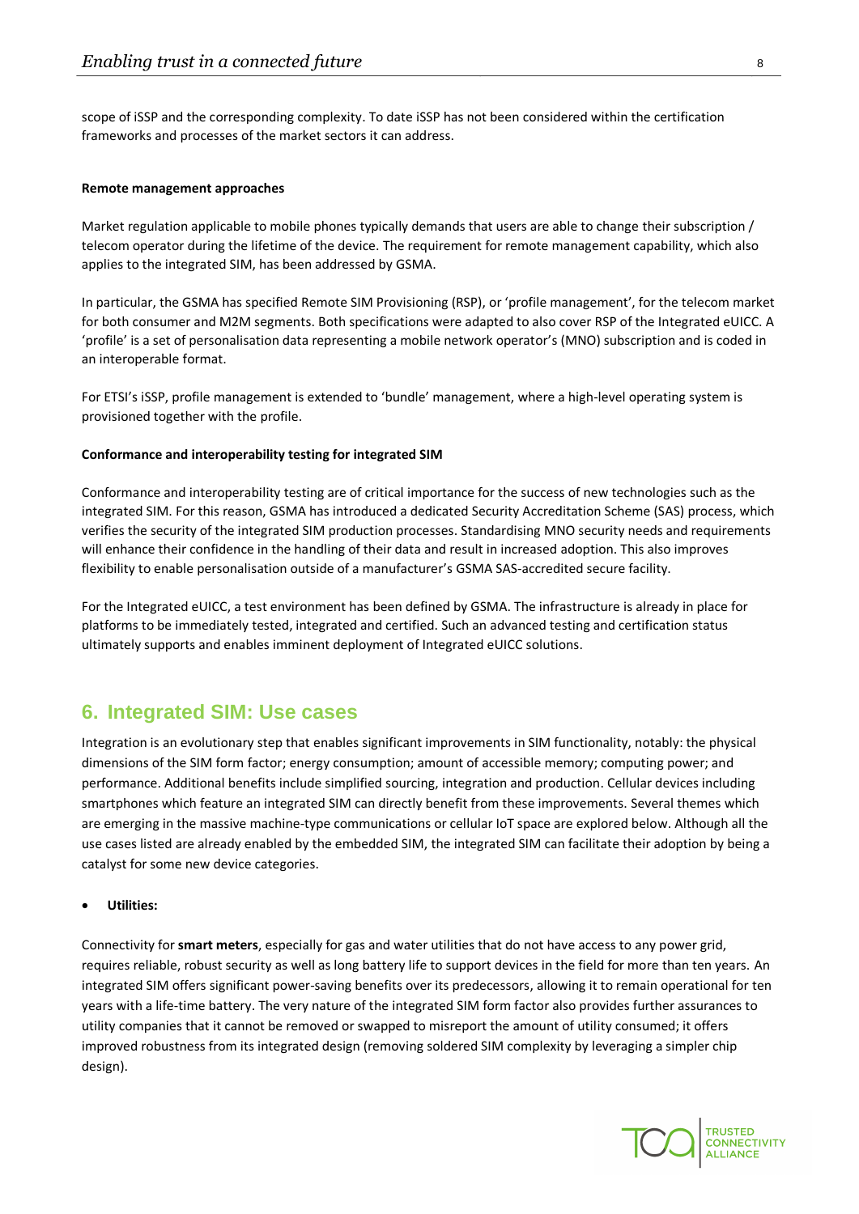scope of iSSP and the corresponding complexity. To date iSSP has not been considered within the certification frameworks and processes of the market sectors it can address.

**Remote management approaches**

Market regulation applicable to mobile phones typically demands that users are able to change their subscription / telecom operator during the lifetime of the device. The requirement for remote management capability, which also applies to the integrated SIM, has been addressed by GSMA.

In particular, the GSMA has specified Remote SIM Provisioning (RSP), or 'profile management', for the telecom market for both consumer and M2M segments. Both specifications were adapted to also cover RSP of the Integrated eUICC. A 'profile' is a set of personalisation data representing a mobile network operator's (MNO) subscription and is coded in an interoperable format.

For ETSI's iSSP, profile management is extended to 'bundle' management, where a high-level operating system is provisioned together with the profile.

**Conformance and interoperability testing for integrated SIM**

Conformance and interoperability testing are of critical importance for the success of new technologies such as the integrated SIM. For this reason, GSMA has introduced a dedicated Security Accreditation Scheme (SAS) process, which verifies the security of the integrated SIM production processes. Standardising MNO security needs and requirements will enhance their confidence in the handling of their data and result in increased adoption. This also improves flexibility to enable personalisation outside of a manufacturer's GSMA SAS-accredited secure facility.

For the Integrated eUICC, a test environment has been defined by GSMA. The infrastructure is already in place for platforms to be immediately tested, integrated and certified. Such an advanced testing and certification status ultimately supports and enables imminent deployment of Integrated eUICC solutions.

## 6. Integrated SIM: Use cases

Integration is an evolutionary step that enables significant improvements in SIM functionality, notably: the physical dimensions of the SIM form factor; energy consumption; amount of accessible memory; computing power; and performance. Additional benefits include simplified sourcing, integration and production. Cellular devices including smartphones which feature an integrated SIM can directly benefit from these improvements. Several themes which are emerging in the massive machine-type communications or cellular IoT space are explored below. Although all the use cases listed are already enabled by the embedded SIM, the integrated SIM can facilitate their adoption by being a catalyst for some new device categories.

- **Utilities:**

Connectivity for **smart meters**, especially for gas and water utilities that do not have access to any power grid, requires reliable, robust security as well as long battery life to support devices in the field for more than ten years. An integrated SIM offers significant power-saving benefits over its predecessors, allowing it to remain operational for ten years with a life-time battery. The very nature of the integrated SIM form factor also provides further assurances to utility companies that it cannot be removed or swapped to misreport the amount of utility consumed; it offers improved robustness from its integrated design (removing soldered SIM complexity by leveraging a simpler chip design).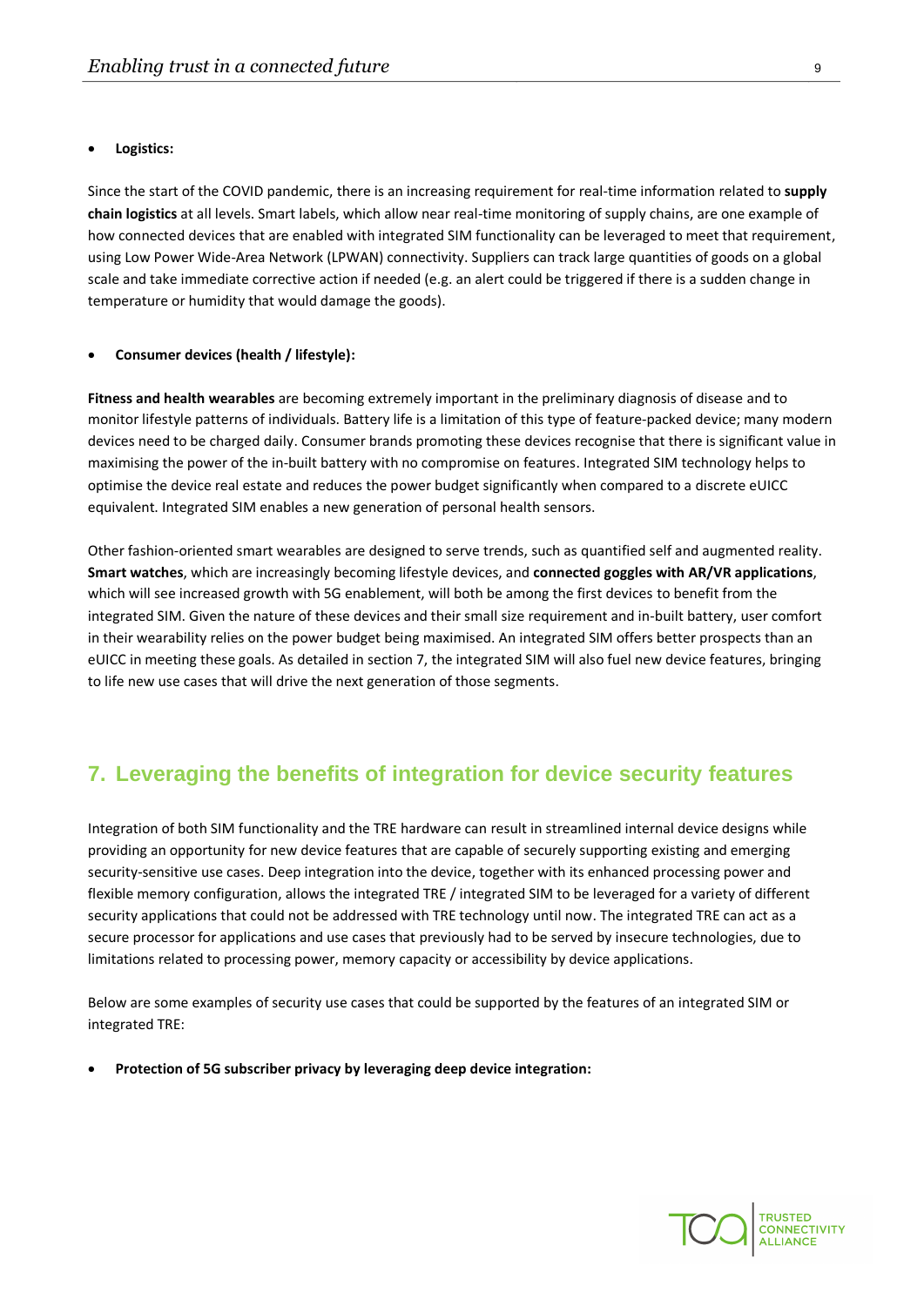- **Logistics:**

Since the start of the COVID pandemic, there is an increasing requirement for real-time information related to **supply chain logistics** at all levels. Smart labels, which allow near real-time monitoring of supply chains, are one example of how connected devices that are enabled with integrated SIM functionality can be leveraged to meet that requirement, using Low Power Wide-Area Network (LPWAN) connectivity. Suppliers can track large quantities of goods on a global scale and take immediate corrective action if needed (e.g. an alert could be triggered if there is a sudden change in temperature or humidity that would damage the goods).

- **Consumer devices (health / lifestyle):**

**Fitness and health wearables** are becoming extremely important in the preliminary diagnosis of disease and to monitor lifestyle patterns of individuals. Battery life is a limitation of this type of feature-packed device; many modern devices need to be charged daily. Consumer brands promoting these devices recognise that there is significant value in maximising the power of the in-built battery with no compromise on features. Integrated SIM technology helps to optimise the device real estate and reduces the power budget significantly when compared to a discrete eUICC equivalent. Integrated SIM enables a new generation of personal health sensors.

Other fashion-oriented smart wearables are designed to serve trends, such as quantified self and augmented reality. **Smart watches**, which are increasingly becoming lifestyle devices, and **connected goggles with AR/VR applications**, which will see increased growth with 5G enablement, will both be among the first devices to benefit from the integrated SIM. Given the nature of these devices and their small size requirement and in-built battery, user comfort in their wearability relies on the power budget being maximised. An integrated SIM offers better prospects than an eUICC in meeting these goals. As detailed in section 7, the integrated SIM will also fuel new device features, bringing to life new use cases that will drive the next generation of those segments.

## 7. Leveraging the benefits of integration for device security features

Integration of both SIM functionality and the TRE hardware can result in streamlined internal device designs while providing an opportunity for new device features that are capable of securely supporting existing and emerging security-sensitive use cases. Deep integration into the device, together with its enhanced processing power and flexible memory configuration, allows the integrated TRE / integrated SIM to be leveraged for a variety of different security applications that could not be addressed with TRE technology until now. The integrated TRE can act as a secure processor for applications and use cases that previously had to be served by insecure technologies, due to limitations related to processing power, memory capacity or accessibility by device applications.

Below are some examples of security use cases that could be supported by the features of an integrated SIM or integrated TRE:

- **Protection of 5G subscriber privacy by leveraging deep device integration:**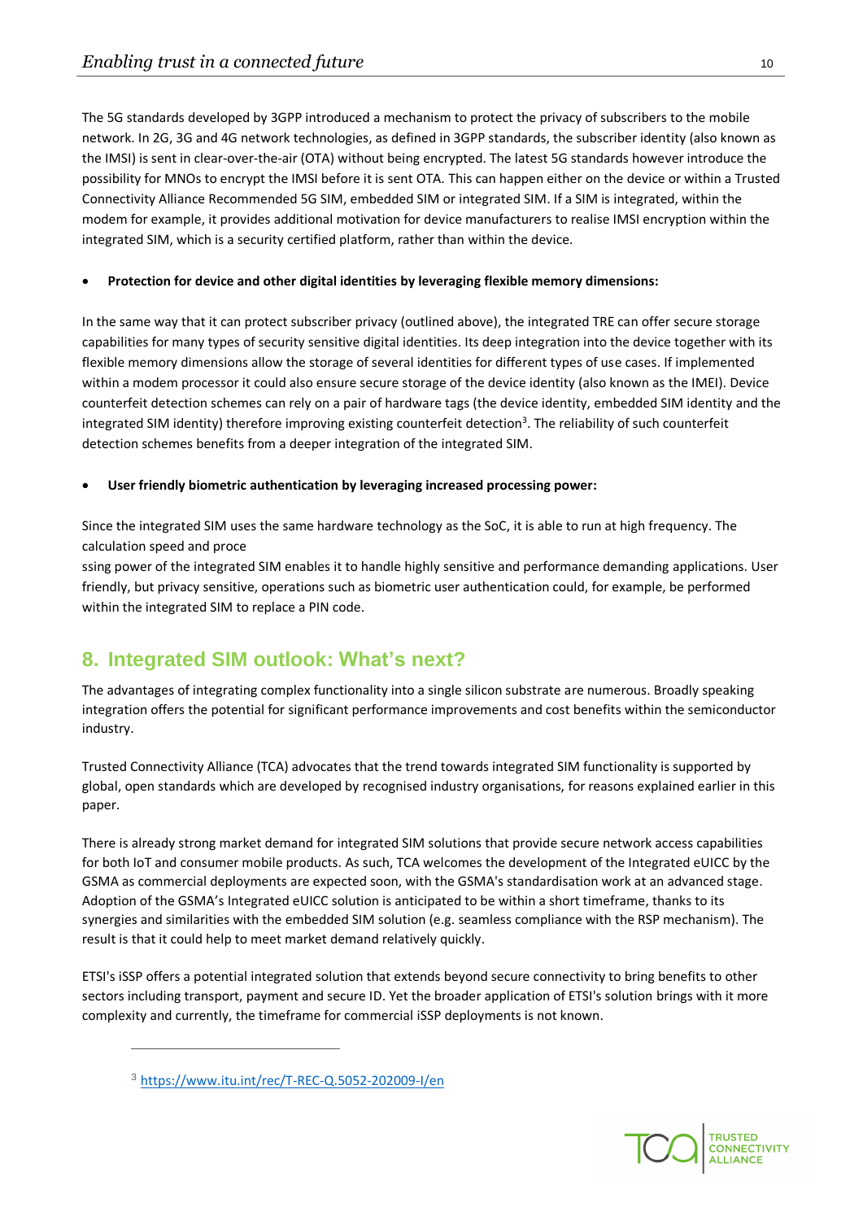The 5G standards developed by 3GPP introduced a mechanism to protect the privacy of subscribers to the mobile network. In 2G, 3G and 4G network technologies, as defined in 3GPP standards, the subscriber identity (also known as the IMSI) is sent in clear-over-the-air (OTA) without being encrypted. The latest 5G standards however introduce the possibility for MNOs to encrypt the IMSI before it is sent OTA. This can happen either on the device or within a Trusted Connectivity Alliance Recommended 5G SIM, embedded SIM or integrated SIM. If a SIM is integrated, within the modem for example, it provides additional motivation for device manufacturers to realise IMSI encryption within the integrated SIM, which is a security certified platform, rather than within the device.

- **Protection for device and other digital identities by leveraging flexible memory dimensions:**

In the same way that it can protect subscriber privacy (outlined above), the integrated TRE can offer secure storage capabilities for many types of security sensitive digital identities. Its deep integration into the device together with its flexible memory dimensions allow the storage of several identities for different types of use cases. If implemented within a modem processor it could also ensure secure storage of the device identity (also known as the IMEI). Device counterfeit detection schemes can rely on a pair of hardware tags (the device identity, embedded SIM identity and the integrated SIM identity) therefore improving existing counterfeit detection[3]. The reliability of such counterfeit detection schemes benefits from a deeper integration of the integrated SIM.

- **User friendly biometric authentication by leveraging increased processing power:**

Since the integrated SIM uses the same hardware technology as the SoC, it is able to run at high frequency. The calculation speed and proce

ssing power of the integrated SIM enables it to handle highly sensitive and performance demanding applications. User friendly, but privacy sensitive, operations such as biometric user authentication could, for example, be performed within the integrated SIM to replace a PIN code.

## 8. Integrated SIM outlook: What's next?

The advantages of integrating complex functionality into a single silicon substrate are numerous. Broadly speaking integration offers the potential for significant performance improvements and cost benefits within the semiconductor industry.

Trusted Connectivity Alliance (TCA) advocates that the trend towards integrated SIM functionality is supported by global, open standards which are developed by recognised industry organisations, for reasons explained earlier in this paper.

There is already strong market demand for integrated SIM solutions that provide secure network access capabilities for both IoT and consumer mobile products. As such, TCA welcomes the development of the Integrated eUICC by the GSMA as commercial deployments are expected soon, with the GSMA's standardisation work at an advanced stage. Adoption of the GSMA's Integrated eUICC solution is anticipated to be within a short timeframe, thanks to its synergies and similarities with the embedded SIM solution (e.g. seamless compliance with the RSP mechanism). The result is that it could help to meet market demand relatively quickly.

ETSI's iSSP offers a potential integrated solution that extends beyond secure connectivity to bring benefits to other sectors including transport, payment and secure ID. Yet the broader application of ETSI's solution brings with it more complexity and currently, the timeframe for commercial iSSP deployments is not known.

---

[3] https://www.itu.int/rec/T-REC-Q.5052-202009-I/en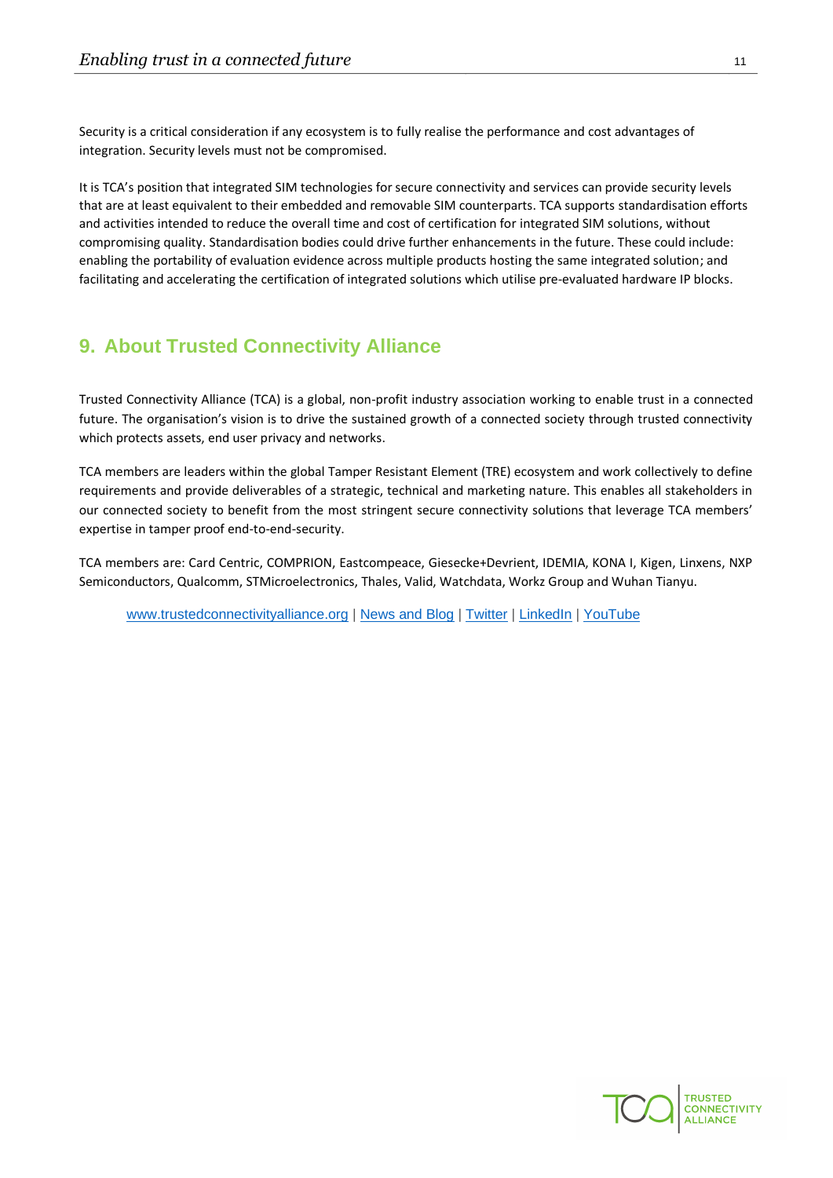Security is a critical consideration if any ecosystem is to fully realise the performance and cost advantages of integration. Security levels must not be compromised.

It is TCA's position that integrated SIM technologies for secure connectivity and services can provide security levels that are at least equivalent to their embedded and removable SIM counterparts. TCA supports standardisation efforts and activities intended to reduce the overall time and cost of certification for integrated SIM solutions, without compromising quality. Standardisation bodies could drive further enhancements in the future. These could include: enabling the portability of evaluation evidence across multiple products hosting the same integrated solution; and facilitating and accelerating the certification of integrated solutions which utilise pre-evaluated hardware IP blocks.

## 9. About Trusted Connectivity Alliance

Trusted Connectivity Alliance (TCA) is a global, non-profit industry association working to enable trust in a connected future. The organisation's vision is to drive the sustained growth of a connected society through trusted connectivity which protects assets, end user privacy and networks.

TCA members are leaders within the global Tamper Resistant Element (TRE) ecosystem and work collectively to define requirements and provide deliverables of a strategic, technical and marketing nature. This enables all stakeholders in our connected society to benefit from the most stringent secure connectivity solutions that leverage TCA members' expertise in tamper proof end-to-end-security.

TCA members are: Card Centric, COMPRION, Eastcompeace, Giesecke+Devrient, IDEMIA, KONA I, Kigen, Linxens, NXP Semiconductors, Qualcomm, STMicroelectronics, Thales, Valid, Watchdata, Workz Group and Wuhan Tianyu.

www.trustedconnectivityalliance.org | News and Blog | Twitter | LinkedIn | YouTube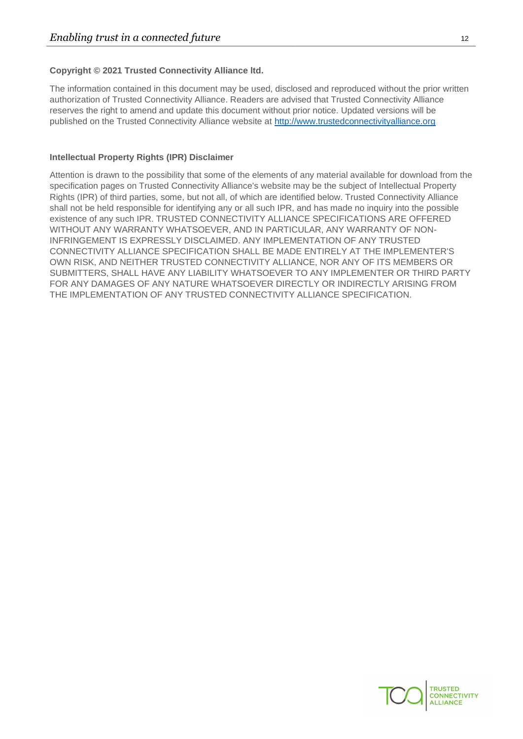**Copyright © 2021 Trusted Connectivity Alliance ltd.**

The information contained in this document may be used, disclosed and reproduced without the prior written authorization of Trusted Connectivity Alliance. Readers are advised that Trusted Connectivity Alliance reserves the right to amend and update this document without prior notice. Updated versions will be published on the Trusted Connectivity Alliance website at [http://www.trustedconnectivityalliance.org](http://www.trustedconnectivityalliance.org)

**Intellectual Property Rights (IPR) Disclaimer**

Attention is drawn to the possibility that some of the elements of any material available for download from the specification pages on Trusted Connectivity Alliance's website may be the subject of Intellectual Property Rights (IPR) of third parties, some, but not all, of which are identified below. Trusted Connectivity Alliance shall not be held responsible for identifying any or all such IPR, and has made no inquiry into the possible existence of any such IPR. TRUSTED CONNECTIVITY ALLIANCE SPECIFICATIONS ARE OFFERED WITHOUT ANY WARRANTY WHATSOEVER, AND IN PARTICULAR, ANY WARRANTY OF NON-INFRINGEMENT IS EXPRESSLY DISCLAIMED. ANY IMPLEMENTATION OF ANY TRUSTED CONNECTIVITY ALLIANCE SPECIFICATION SHALL BE MADE ENTIRELY AT THE IMPLEMENTER'S OWN RISK, AND NEITHER TRUSTED CONNECTIVITY ALLIANCE, NOR ANY OF ITS MEMBERS OR SUBMITTERS, SHALL HAVE ANY LIABILITY WHATSOEVER TO ANY IMPLEMENTER OR THIRD PARTY FOR ANY DAMAGES OF ANY NATURE WHATSOEVER DIRECTLY OR INDIRECTLY ARISING FROM THE IMPLEMENTATION OF ANY TRUSTED CONNECTIVITY ALLIANCE SPECIFICATION.